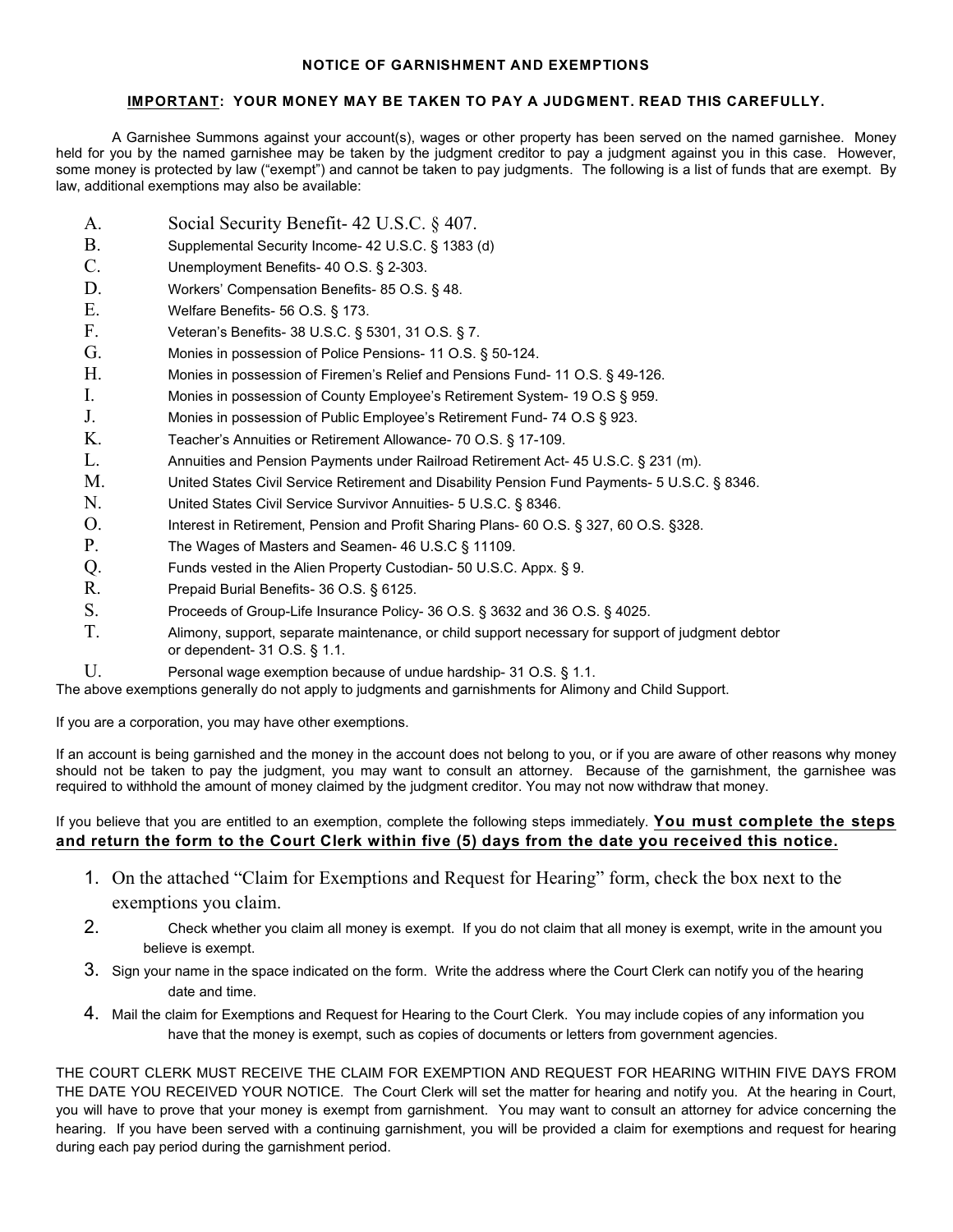# NOTICE OF GARNISHMENT AND EXEMPTIONS

**<u>IMPORTANT</u>: YOUR MONEY MAY BE TAKEN TO PAY A JUDGMENT. READ THIS CAREFULLY.**

A Garnishee Summons against your account(s), wages or other property has been served on the named garnishee. Money held for you by the named garnishee may be taken by the judgment creditor to pay a judgment against you in this case. However, some money is protected by law ("exempt") and cannot be taken to pay judgments. The following is a list of funds that are exempt. By law, additional exemptions may also be available:

A. Social Security Benefit- 42 U.S.C. § 407.
B. Supplemental Security Income- 42 U.S.C. § 1383 (d)
C. Unemployment Benefits- 40 O.S. § 2-303.
D. Workers' Compensation Benefits- 85 O.S. § 48.
E. Welfare Benefits- 56 O.S. § 173.
F. Veteran's Benefits- 38 U.S.C. § 5301, 31 O.S. § 7.
G. Monies in possession of Police Pensions- 11 O.S. § 50-124.
H. Monies in possession of Firemen's Relief and Pensions Fund- 11 O.S. § 49-126.
I. Monies in possession of County Employee's Retirement System- 19 O.S § 959.
J. Monies in possession of Public Employee's Retirement Fund- 74 O.S § 923.
K. Teacher's Annuities or Retirement Allowance- 70 O.S. § 17-109.
L. Annuities and Pension Payments under Railroad Retirement Act- 45 U.S.C. § 231 (m).
M. United States Civil Service Retirement and Disability Pension Fund Payments- 5 U.S.C. § 8346.
N. United States Civil Service Survivor Annuities- 5 U.S.C. § 8346.
O. Interest in Retirement, Pension and Profit Sharing Plans- 60 O.S. § 327, 60 O.S. §328.
P. The Wages of Masters and Seamen- 46 U.S.C § 11109.
Q. Funds vested in the Alien Property Custodian- 50 U.S.C. Appx. § 9.
R. Prepaid Burial Benefits- 36 O.S. § 6125.
S. Proceeds of Group-Life Insurance Policy- 36 O.S. § 3632 and 36 O.S. § 4025.
T. Alimony, support, separate maintenance, or child support necessary for support of judgment debtor or dependent- 31 O.S. § 1.1.
U. Personal wage exemption because of undue hardship- 31 O.S. § 1.1.

The above exemptions generally do not apply to judgments and garnishments for Alimony and Child Support.

If you are a corporation, you may have other exemptions.

If an account is being garnished and the money in the account does not belong to you, or if you are aware of other reasons why money should not be taken to pay the judgment, you may want to consult an attorney. Because of the garnishment, the garnishee was required to withhold the amount of money claimed by the judgment creditor. You may not now withdraw that money.

If you believe that you are entitled to an exemption, complete the following steps immediately. **<u>You must complete the steps and return the form to the Court Clerk within five (5) days from the date you received this notice.</u>**

1. On the attached "Claim for Exemptions and Request for Hearing" form, check the box next to the exemptions you claim.
2. Check whether you claim all money is exempt. If you do not claim that all money is exempt, write in the amount you believe is exempt.
3. Sign your name in the space indicated on the form. Write the address where the Court Clerk can notify you of the hearing date and time.
4. Mail the claim for Exemptions and Request for Hearing to the Court Clerk. You may include copies of any information you have that the money is exempt, such as copies of documents or letters from government agencies.

THE COURT CLERK MUST RECEIVE THE CLAIM FOR EXEMPTION AND REQUEST FOR HEARING WITHIN FIVE DAYS FROM THE DATE YOU RECEIVED YOUR NOTICE. The Court Clerk will set the matter for hearing and notify you. At the hearing in Court, you will have to prove that your money is exempt from garnishment. You may want to consult an attorney for advice concerning the hearing. If you have been served with a continuing garnishment, you will be provided a claim for exemptions and request for hearing during each pay period during the garnishment period.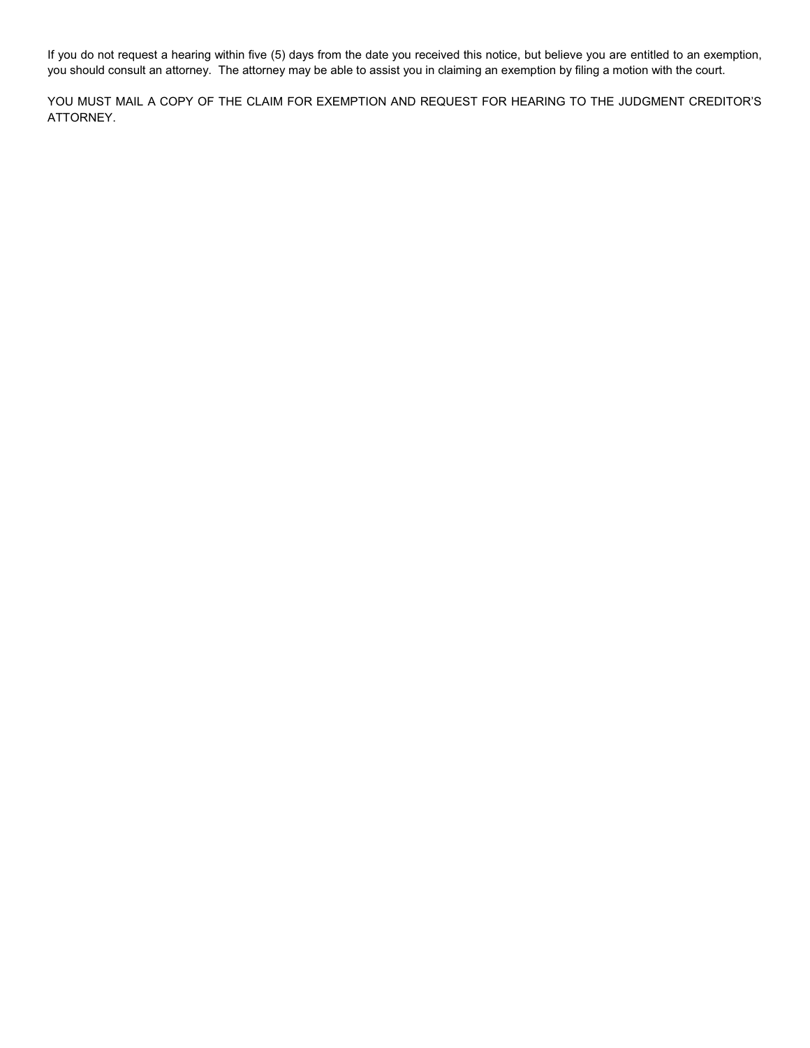If you do not request a hearing within five (5) days from the date you received this notice, but believe you are entitled to an exemption, you should consult an attorney. The attorney may be able to assist you in claiming an exemption by filing a motion with the court.

YOU MUST MAIL A COPY OF THE CLAIM FOR EXEMPTION AND REQUEST FOR HEARING TO THE JUDGMENT CREDITOR'S ATTORNEY.